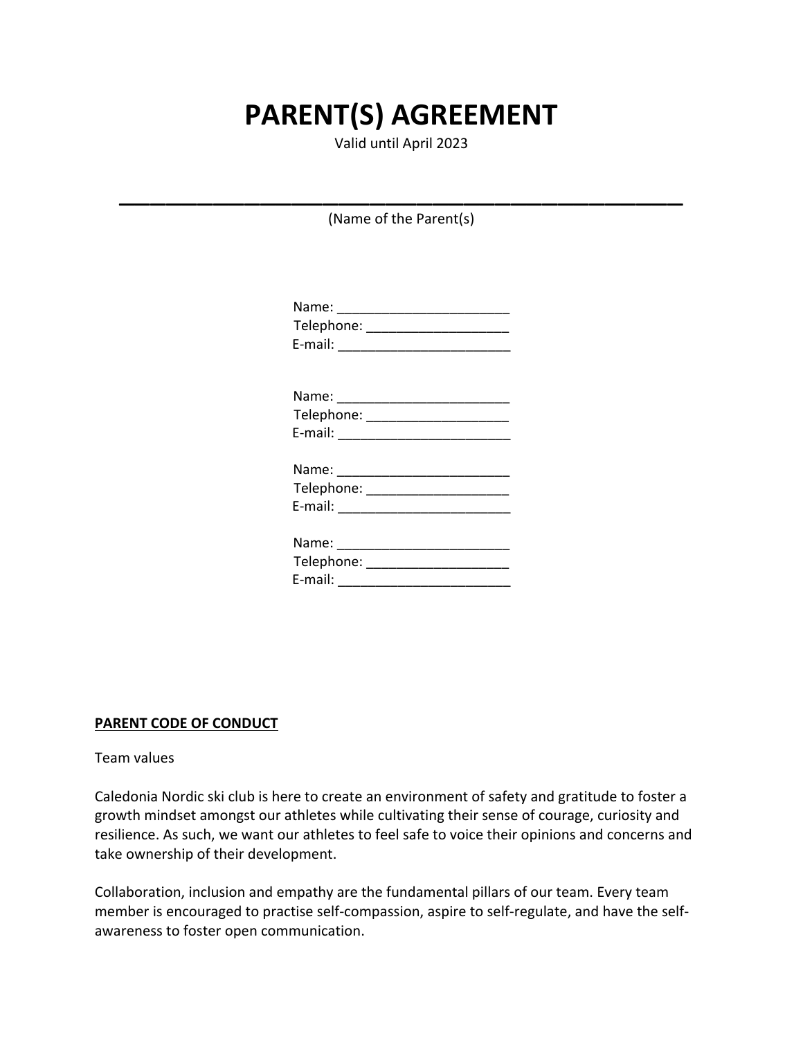# PARENT(S) AGREEMENT

Valid until April 2023

______________________________________

(Name of the Parent(s)

Name: _______________________
Telephone: ___________________
E-mail: _______________________

Name: _______________________
Telephone: ___________________
E-mail: _______________________

Name: _______________________
Telephone: ___________________
E-mail: _______________________

Name: _______________________
Telephone: ___________________
E-mail: _______________________

**PARENT CODE OF CONDUCT**

Team values

Caledonia Nordic ski club is here to create an environment of safety and gratitude to foster a growth mindset amongst our athletes while cultivating their sense of courage, curiosity and resilience. As such, we want our athletes to feel safe to voice their opinions and concerns and take ownership of their development.

Collaboration, inclusion and empathy are the fundamental pillars of our team. Every team member is encouraged to practise self-compassion, aspire to self-regulate, and have the self-awareness to foster open communication.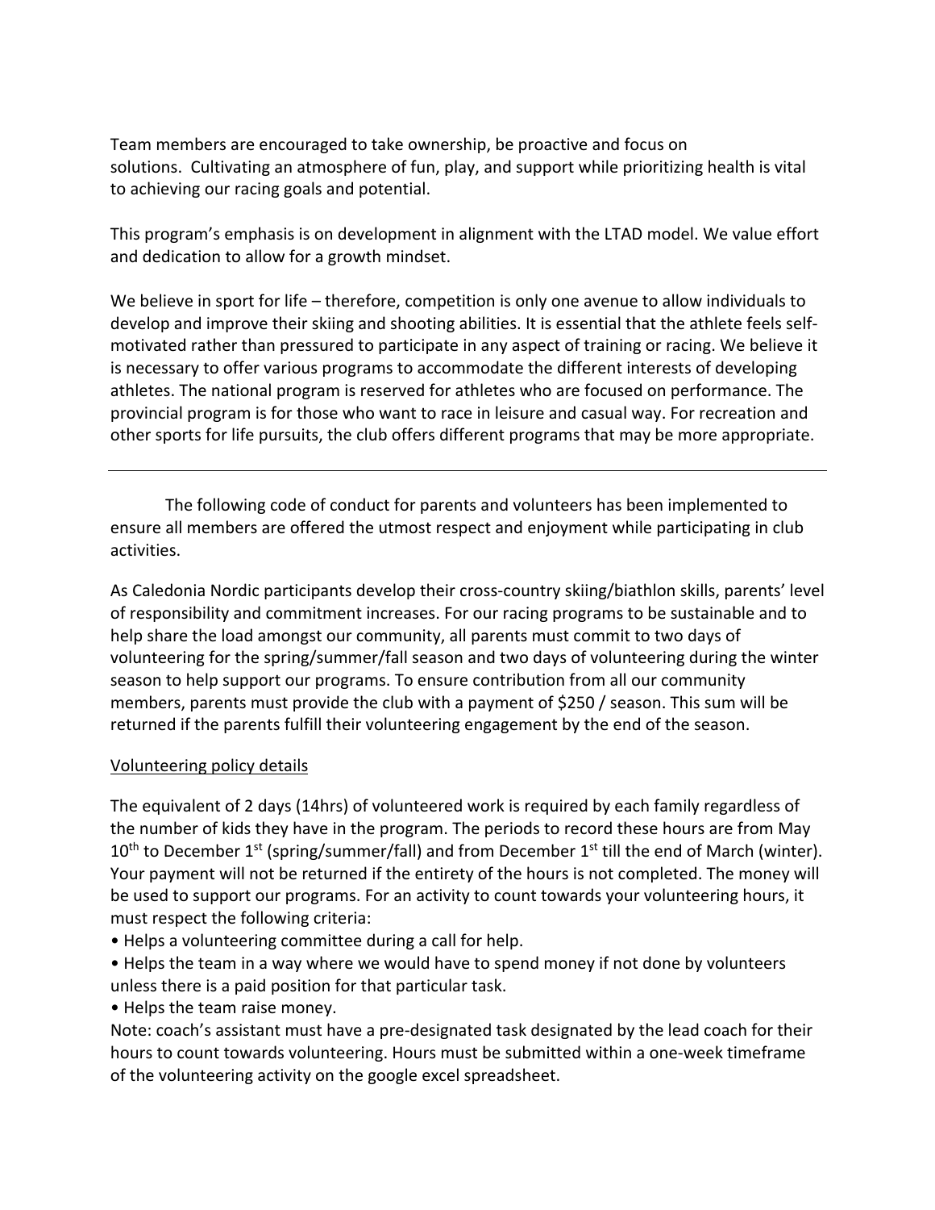Team members are encouraged to take ownership, be proactive and focus on solutions. Cultivating an atmosphere of fun, play, and support while prioritizing health is vital to achieving our racing goals and potential.

This program's emphasis is on development in alignment with the LTAD model. We value effort and dedication to allow for a growth mindset.

We believe in sport for life – therefore, competition is only one avenue to allow individuals to develop and improve their skiing and shooting abilities. It is essential that the athlete feels self-motivated rather than pressured to participate in any aspect of training or racing. We believe it is necessary to offer various programs to accommodate the different interests of developing athletes. The national program is reserved for athletes who are focused on performance. The provincial program is for those who want to race in leisure and casual way. For recreation and other sports for life pursuits, the club offers different programs that may be more appropriate.

---

The following code of conduct for parents and volunteers has been implemented to ensure all members are offered the utmost respect and enjoyment while participating in club activities.

As Caledonia Nordic participants develop their cross-country skiing/biathlon skills, parents' level of responsibility and commitment increases. For our racing programs to be sustainable and to help share the load amongst our community, all parents must commit to two days of volunteering for the spring/summer/fall season and two days of volunteering during the winter season to help support our programs. To ensure contribution from all our community members, parents must provide the club with a payment of $250 / season. This sum will be returned if the parents fulfill their volunteering engagement by the end of the season.

<u>Volunteering policy details</u>

The equivalent of 2 days (14hrs) of volunteered work is required by each family regardless of the number of kids they have in the program. The periods to record these hours are from May 10th to December 1st (spring/summer/fall) and from December 1st till the end of March (winter). Your payment will not be returned if the entirety of the hours is not completed. The money will be used to support our programs. For an activity to count towards your volunteering hours, it must respect the following criteria:

- Helps a volunteering committee during a call for help.
- Helps the team in a way where we would have to spend money if not done by volunteers unless there is a paid position for that particular task.
- Helps the team raise money.

Note: coach's assistant must have a pre-designated task designated by the lead coach for their hours to count towards volunteering. Hours must be submitted within a one-week timeframe of the volunteering activity on the google excel spreadsheet.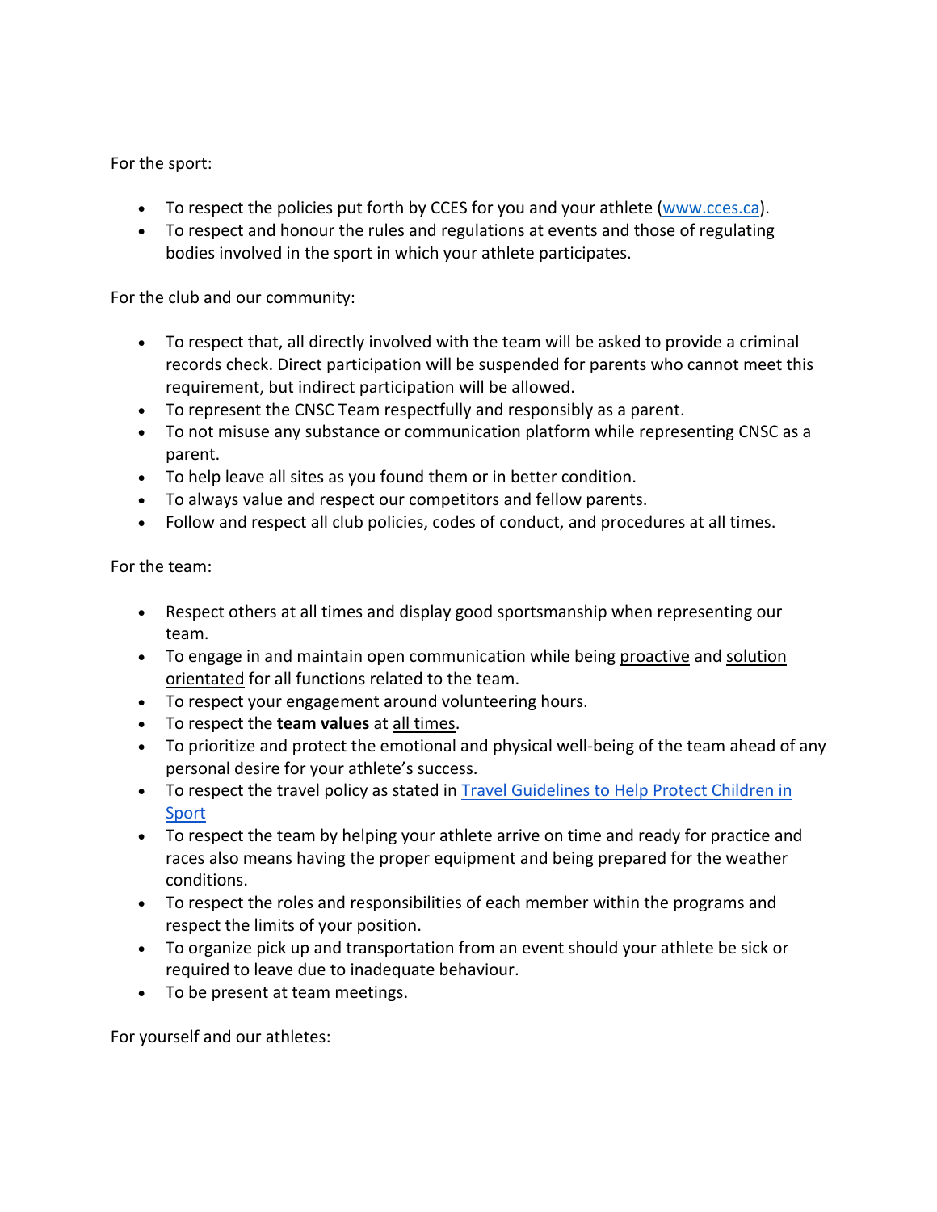For the sport:

- To respect the policies put forth by CCES for you and your athlete ([www.cces.ca](http://www.cces.ca)).
- To respect and honour the rules and regulations at events and those of regulating bodies involved in the sport in which your athlete participates.

For the club and our community:

- To respect that, <u>all</u> directly involved with the team will be asked to provide a criminal records check. Direct participation will be suspended for parents who cannot meet this requirement, but indirect participation will be allowed.
- To represent the CNSC Team respectfully and responsibly as a parent.
- To not misuse any substance or communication platform while representing CNSC as a parent.
- To help leave all sites as you found them or in better condition.
- To always value and respect our competitors and fellow parents.
- Follow and respect all club policies, codes of conduct, and procedures at all times.

For the team:

- Respect others at all times and display good sportsmanship when representing our team.
- To engage in and maintain open communication while being <u>proactive</u> and <u>solution orientated</u> for all functions related to the team.
- To respect your engagement around volunteering hours.
- To respect the **team values** at <u>all times</u>.
- To prioritize and protect the emotional and physical well-being of the team ahead of any personal desire for your athlete's success.
- To respect the travel policy as stated in Travel Guidelines to Help Protect Children in Sport
- To respect the team by helping your athlete arrive on time and ready for practice and races also means having the proper equipment and being prepared for the weather conditions.
- To respect the roles and responsibilities of each member within the programs and respect the limits of your position.
- To organize pick up and transportation from an event should your athlete be sick or required to leave due to inadequate behaviour.
- To be present at team meetings.

For yourself and our athletes: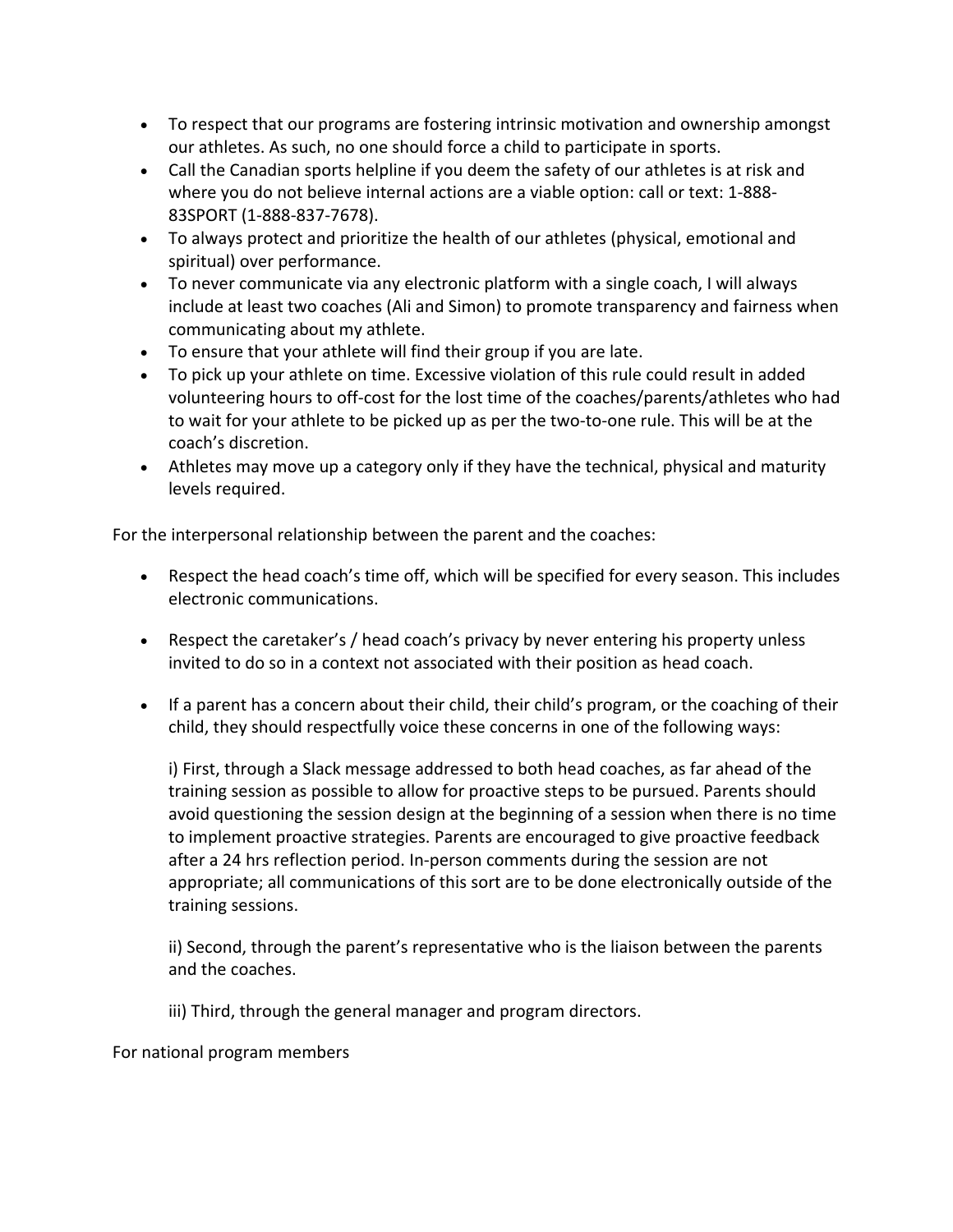- To respect that our programs are fostering intrinsic motivation and ownership amongst our athletes. As such, no one should force a child to participate in sports.
- Call the Canadian sports helpline if you deem the safety of our athletes is at risk and where you do not believe internal actions are a viable option: call or text: 1-888-83SPORT (1-888-837-7678).
- To always protect and prioritize the health of our athletes (physical, emotional and spiritual) over performance.
- To never communicate via any electronic platform with a single coach, I will always include at least two coaches (Ali and Simon) to promote transparency and fairness when communicating about my athlete.
- To ensure that your athlete will find their group if you are late.
- To pick up your athlete on time. Excessive violation of this rule could result in added volunteering hours to off-cost for the lost time of the coaches/parents/athletes who had to wait for your athlete to be picked up as per the two-to-one rule. This will be at the coach's discretion.
- Athletes may move up a category only if they have the technical, physical and maturity levels required.

For the interpersonal relationship between the parent and the coaches:

- Respect the head coach's time off, which will be specified for every season. This includes electronic communications.

- Respect the caretaker's / head coach's privacy by never entering his property unless invited to do so in a context not associated with their position as head coach.

- If a parent has a concern about their child, their child's program, or the coaching of their child, they should respectfully voice these concerns in one of the following ways:

  i) First, through a Slack message addressed to both head coaches, as far ahead of the training session as possible to allow for proactive steps to be pursued. Parents should avoid questioning the session design at the beginning of a session when there is no time to implement proactive strategies. Parents are encouraged to give proactive feedback after a 24 hrs reflection period. In-person comments during the session are not appropriate; all communications of this sort are to be done electronically outside of the training sessions.

  ii) Second, through the parent's representative who is the liaison between the parents and the coaches.

  iii) Third, through the general manager and program directors.

For national program members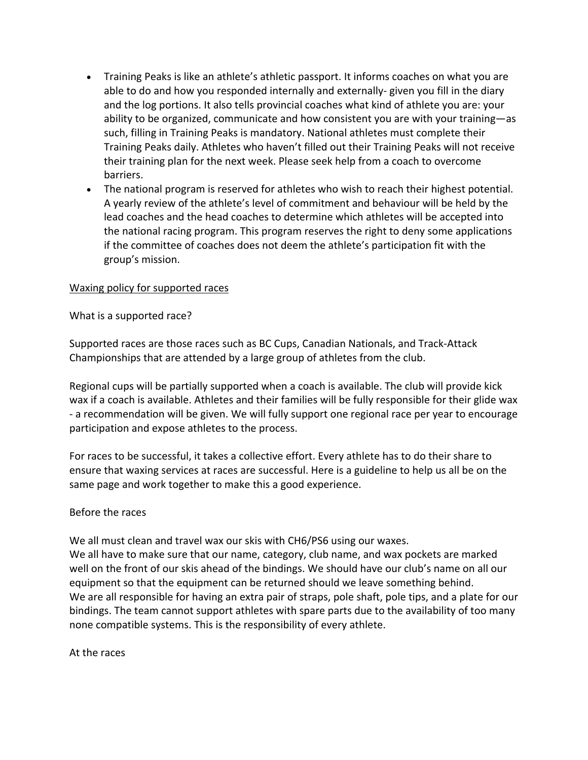- Training Peaks is like an athlete's athletic passport. It informs coaches on what you are able to do and how you responded internally and externally- given you fill in the diary and the log portions. It also tells provincial coaches what kind of athlete you are: your ability to be organized, communicate and how consistent you are with your training—as such, filling in Training Peaks is mandatory. National athletes must complete their Training Peaks daily. Athletes who haven't filled out their Training Peaks will not receive their training plan for the next week. Please seek help from a coach to overcome barriers.
- The national program is reserved for athletes who wish to reach their highest potential. A yearly review of the athlete's level of commitment and behaviour will be held by the lead coaches and the head coaches to determine which athletes will be accepted into the national racing program. This program reserves the right to deny some applications if the committee of coaches does not deem the athlete's participation fit with the group's mission.

<u>Waxing policy for supported races</u>

What is a supported race?

Supported races are those races such as BC Cups, Canadian Nationals, and Track-Attack Championships that are attended by a large group of athletes from the club.

Regional cups will be partially supported when a coach is available. The club will provide kick wax if a coach is available. Athletes and their families will be fully responsible for their glide wax - a recommendation will be given. We will fully support one regional race per year to encourage participation and expose athletes to the process.

For races to be successful, it takes a collective effort. Every athlete has to do their share to ensure that waxing services at races are successful. Here is a guideline to help us all be on the same page and work together to make this a good experience.

Before the races

We all must clean and travel wax our skis with CH6/PS6 using our waxes.
We all have to make sure that our name, category, club name, and wax pockets are marked well on the front of our skis ahead of the bindings. We should have our club's name on all our equipment so that the equipment can be returned should we leave something behind.
We are all responsible for having an extra pair of straps, pole shaft, pole tips, and a plate for our bindings. The team cannot support athletes with spare parts due to the availability of too many none compatible systems. This is the responsibility of every athlete.

At the races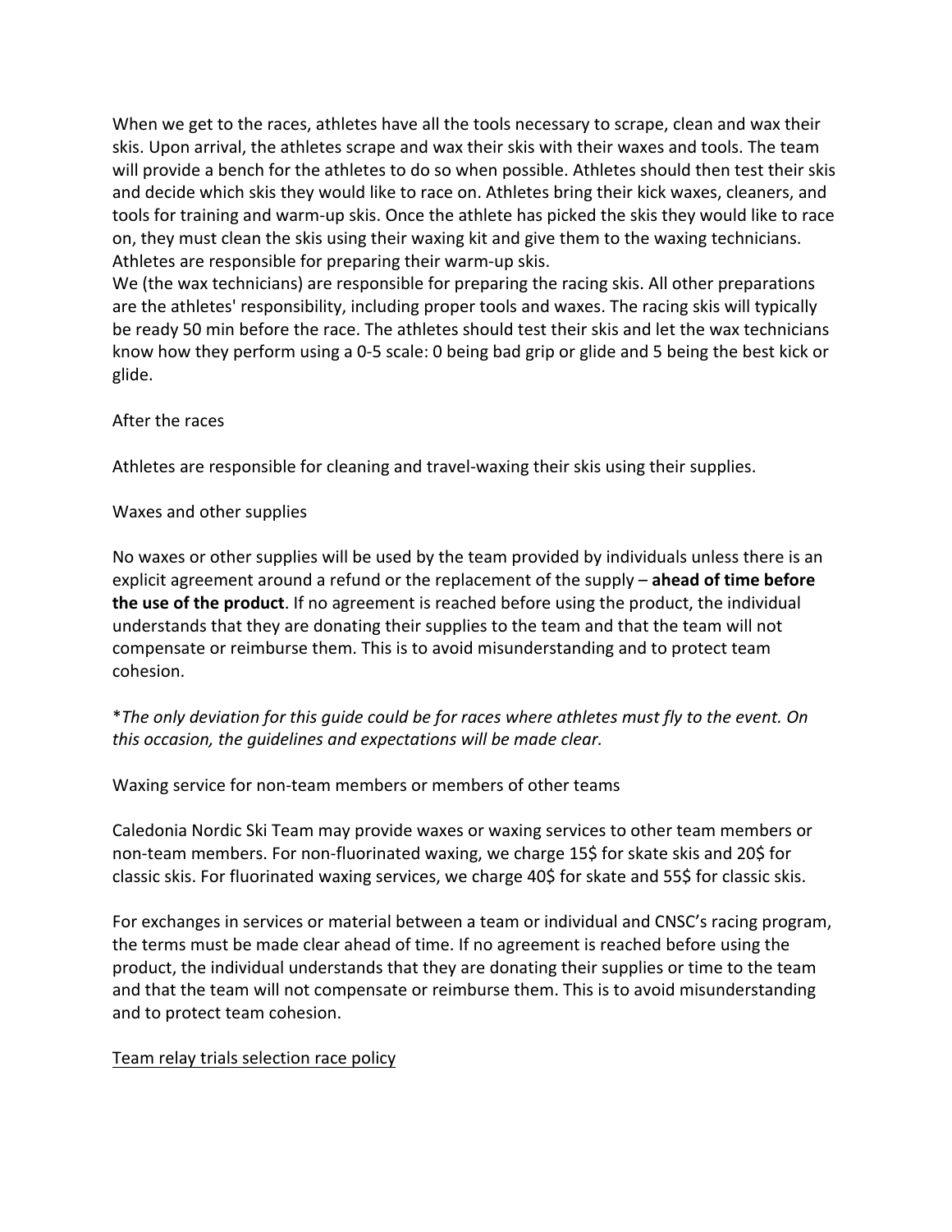When we get to the races, athletes have all the tools necessary to scrape, clean and wax their skis. Upon arrival, the athletes scrape and wax their skis with their waxes and tools. The team will provide a bench for the athletes to do so when possible. Athletes should then test their skis and decide which skis they would like to race on. Athletes bring their kick waxes, cleaners, and tools for training and warm-up skis. Once the athlete has picked the skis they would like to race on, they must clean the skis using their waxing kit and give them to the waxing technicians. Athletes are responsible for preparing their warm-up skis.
We (the wax technicians) are responsible for preparing the racing skis. All other preparations are the athletes' responsibility, including proper tools and waxes. The racing skis will typically be ready 50 min before the race. The athletes should test their skis and let the wax technicians know how they perform using a 0-5 scale: 0 being bad grip or glide and 5 being the best kick or glide.

After the races

Athletes are responsible for cleaning and travel-waxing their skis using their supplies.

Waxes and other supplies

No waxes or other supplies will be used by the team provided by individuals unless there is an explicit agreement around a refund or the replacement of the supply – **ahead of time before the use of the product**. If no agreement is reached before using the product, the individual understands that they are donating their supplies to the team and that the team will not compensate or reimburse them. This is to avoid misunderstanding and to protect team cohesion.

**The only deviation for this guide could be for races where athletes must fly to the event. On this occasion, the guidelines and expectations will be made clear.*

Waxing service for non-team members or members of other teams

Caledonia Nordic Ski Team may provide waxes or waxing services to other team members or non-team members. For non-fluorinated waxing, we charge 15$ for skate skis and 20$ for classic skis. For fluorinated waxing services, we charge 40$ for skate and 55$ for classic skis.

For exchanges in services or material between a team or individual and CNSC's racing program, the terms must be made clear ahead of time. If no agreement is reached before using the product, the individual understands that they are donating their supplies or time to the team and that the team will not compensate or reimburse them. This is to avoid misunderstanding and to protect team cohesion.

<u>Team relay trials selection race policy</u>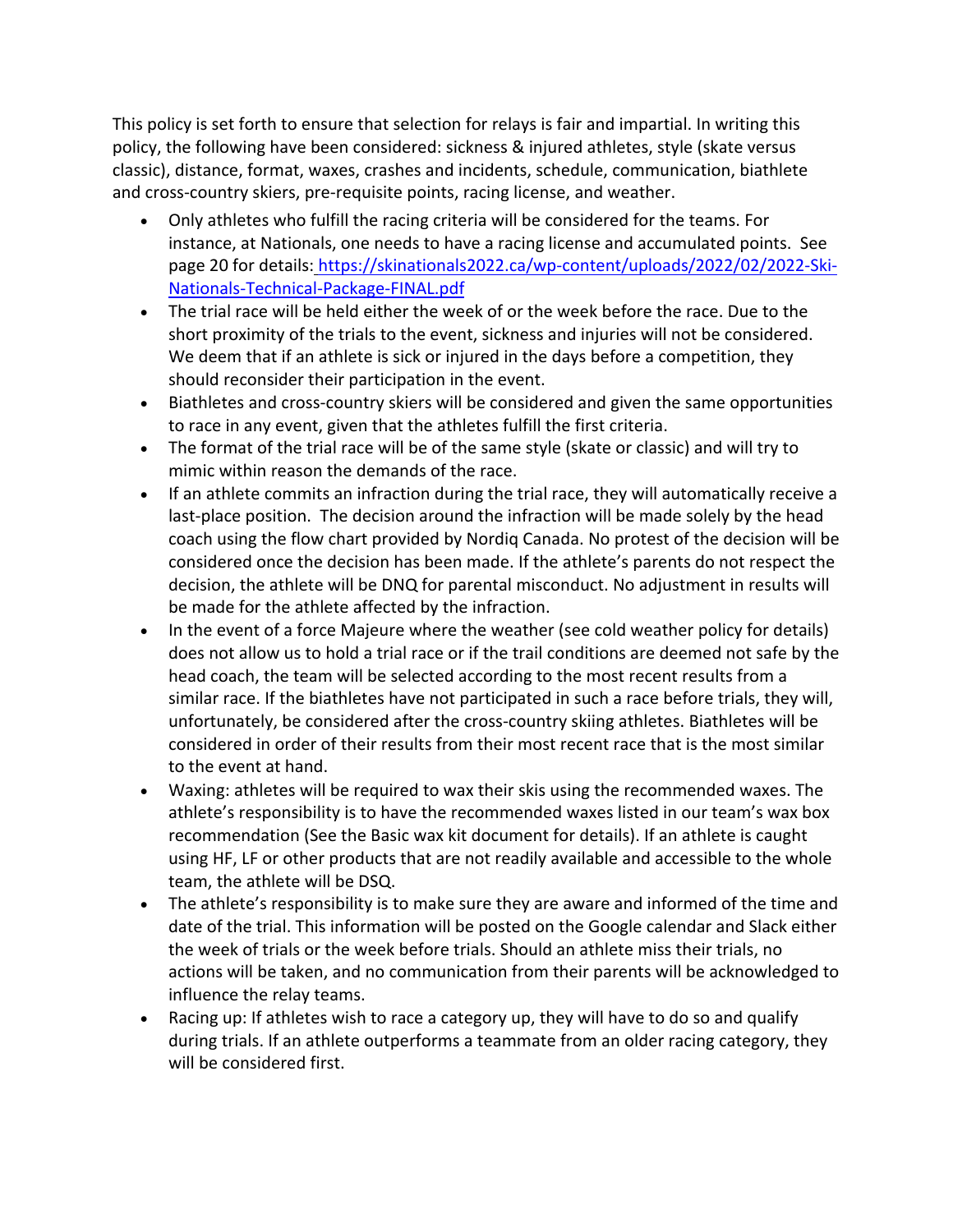This policy is set forth to ensure that selection for relays is fair and impartial. In writing this policy, the following have been considered: sickness & injured athletes, style (skate versus classic), distance, format, waxes, crashes and incidents, schedule, communication, biathlete and cross-country skiers, pre-requisite points, racing license, and weather.

- Only athletes who fulfill the racing criteria will be considered for the teams. For instance, at Nationals, one needs to have a racing license and accumulated points. See page 20 for details: [https://skinationals2022.ca/wp-content/uploads/2022/02/2022-Ski-Nationals-Technical-Package-FINAL.pdf](https://skinationals2022.ca/wp-content/uploads/2022/02/2022-Ski-Nationals-Technical-Package-FINAL.pdf)
- The trial race will be held either the week of or the week before the race. Due to the short proximity of the trials to the event, sickness and injuries will not be considered. We deem that if an athlete is sick or injured in the days before a competition, they should reconsider their participation in the event.
- Biathletes and cross-country skiers will be considered and given the same opportunities to race in any event, given that the athletes fulfill the first criteria.
- The format of the trial race will be of the same style (skate or classic) and will try to mimic within reason the demands of the race.
- If an athlete commits an infraction during the trial race, they will automatically receive a last-place position. The decision around the infraction will be made solely by the head coach using the flow chart provided by Nordiq Canada. No protest of the decision will be considered once the decision has been made. If the athlete's parents do not respect the decision, the athlete will be DNQ for parental misconduct. No adjustment in results will be made for the athlete affected by the infraction.
- In the event of a force Majeure where the weather (see cold weather policy for details) does not allow us to hold a trial race or if the trail conditions are deemed not safe by the head coach, the team will be selected according to the most recent results from a similar race. If the biathletes have not participated in such a race before trials, they will, unfortunately, be considered after the cross-country skiing athletes. Biathletes will be considered in order of their results from their most recent race that is the most similar to the event at hand.
- Waxing: athletes will be required to wax their skis using the recommended waxes. The athlete's responsibility is to have the recommended waxes listed in our team's wax box recommendation (See the Basic wax kit document for details). If an athlete is caught using HF, LF or other products that are not readily available and accessible to the whole team, the athlete will be DSQ.
- The athlete's responsibility is to make sure they are aware and informed of the time and date of the trial. This information will be posted on the Google calendar and Slack either the week of trials or the week before trials. Should an athlete miss their trials, no actions will be taken, and no communication from their parents will be acknowledged to influence the relay teams.
- Racing up: If athletes wish to race a category up, they will have to do so and qualify during trials. If an athlete outperforms a teammate from an older racing category, they will be considered first.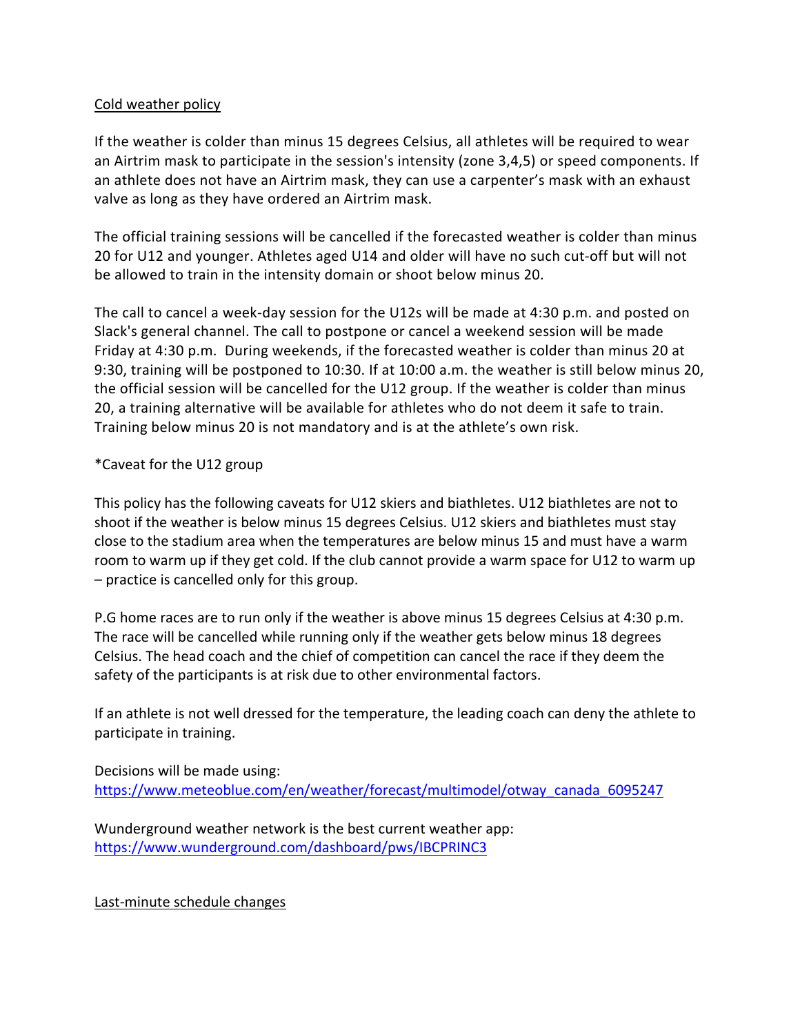## Cold weather policy

If the weather is colder than minus 15 degrees Celsius, all athletes will be required to wear an Airtrim mask to participate in the session's intensity (zone 3,4,5) or speed components. If an athlete does not have an Airtrim mask, they can use a carpenter's mask with an exhaust valve as long as they have ordered an Airtrim mask.

The official training sessions will be cancelled if the forecasted weather is colder than minus 20 for U12 and younger. Athletes aged U14 and older will have no such cut-off but will not be allowed to train in the intensity domain or shoot below minus 20.

The call to cancel a week-day session for the U12s will be made at 4:30 p.m. and posted on Slack's general channel. The call to postpone or cancel a weekend session will be made Friday at 4:30 p.m. During weekends, if the forecasted weather is colder than minus 20 at 9:30, training will be postponed to 10:30. If at 10:00 a.m. the weather is still below minus 20, the official session will be cancelled for the U12 group. If the weather is colder than minus 20, a training alternative will be available for athletes who do not deem it safe to train. Training below minus 20 is not mandatory and is at the athlete's own risk.

*Caveat for the U12 group

This policy has the following caveats for U12 skiers and biathletes. U12 biathletes are not to shoot if the weather is below minus 15 degrees Celsius. U12 skiers and biathletes must stay close to the stadium area when the temperatures are below minus 15 and must have a warm room to warm up if they get cold. If the club cannot provide a warm space for U12 to warm up – practice is cancelled only for this group.

P.G home races are to run only if the weather is above minus 15 degrees Celsius at 4:30 p.m. The race will be cancelled while running only if the weather gets below minus 18 degrees Celsius. The head coach and the chief of competition can cancel the race if they deem the safety of the participants is at risk due to other environmental factors.

If an athlete is not well dressed for the temperature, the leading coach can deny the athlete to participate in training.

Decisions will be made using:
https://www.meteoblue.com/en/weather/forecast/multimodel/otway_canada_6095247

Wunderground weather network is the best current weather app:
https://www.wunderground.com/dashboard/pws/IBCPRINC3

## Last-minute schedule changes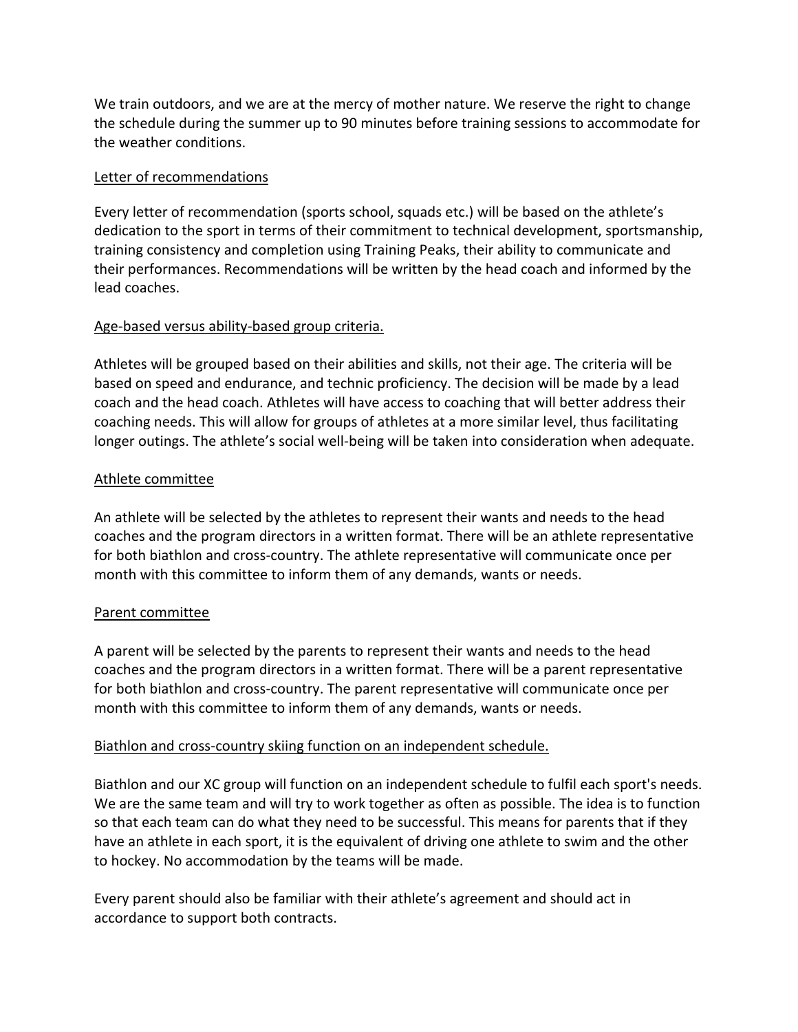We train outdoors, and we are at the mercy of mother nature. We reserve the right to change the schedule during the summer up to 90 minutes before training sessions to accommodate for the weather conditions.

<u>Letter of recommendations</u>

Every letter of recommendation (sports school, squads etc.) will be based on the athlete's dedication to the sport in terms of their commitment to technical development, sportsmanship, training consistency and completion using Training Peaks, their ability to communicate and their performances. Recommendations will be written by the head coach and informed by the lead coaches.

<u>Age-based versus ability-based group criteria.</u>

Athletes will be grouped based on their abilities and skills, not their age. The criteria will be based on speed and endurance, and technic proficiency. The decision will be made by a lead coach and the head coach. Athletes will have access to coaching that will better address their coaching needs. This will allow for groups of athletes at a more similar level, thus facilitating longer outings. The athlete's social well-being will be taken into consideration when adequate.

<u>Athlete committee</u>

An athlete will be selected by the athletes to represent their wants and needs to the head coaches and the program directors in a written format. There will be an athlete representative for both biathlon and cross-country. The athlete representative will communicate once per month with this committee to inform them of any demands, wants or needs.

<u>Parent committee</u>

A parent will be selected by the parents to represent their wants and needs to the head coaches and the program directors in a written format. There will be a parent representative for both biathlon and cross-country. The parent representative will communicate once per month with this committee to inform them of any demands, wants or needs.

<u>Biathlon and cross-country skiing function on an independent schedule.</u>

Biathlon and our XC group will function on an independent schedule to fulfil each sport's needs. We are the same team and will try to work together as often as possible. The idea is to function so that each team can do what they need to be successful. This means for parents that if they have an athlete in each sport, it is the equivalent of driving one athlete to swim and the other to hockey. No accommodation by the teams will be made.

Every parent should also be familiar with their athlete's agreement and should act in accordance to support both contracts.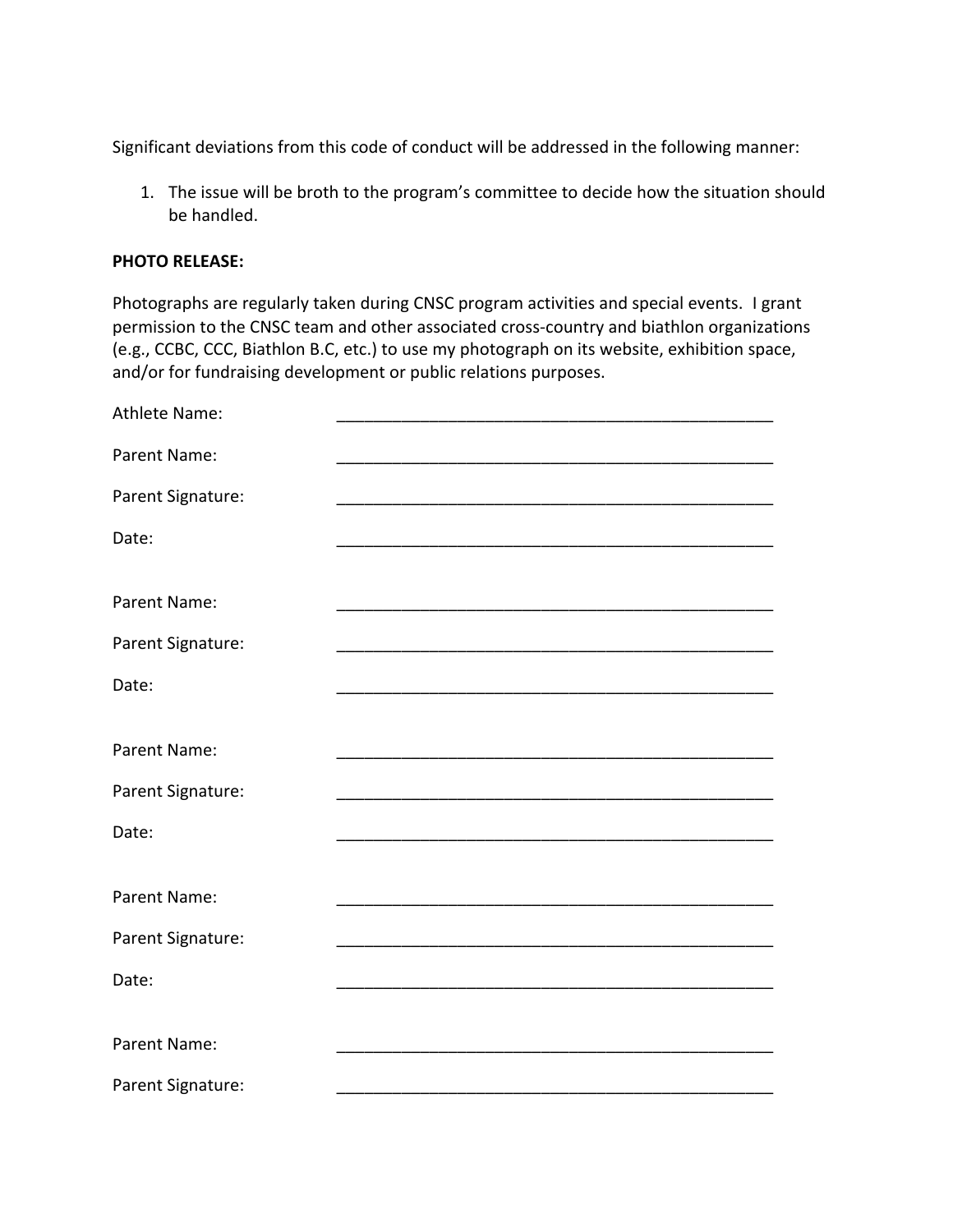Significant deviations from this code of conduct will be addressed in the following manner:

1. The issue will be broth to the program's committee to decide how the situation should be handled.

**PHOTO RELEASE:**

Photographs are regularly taken during CNSC program activities and special events. I grant permission to the CNSC team and other associated cross-country and biathlon organizations (e.g., CCBC, CCC, Biathlon B.C, etc.) to use my photograph on its website, exhibition space, and/or for fundraising development or public relations purposes.

Athlete Name: ________________________________________________

Parent Name: ________________________________________________

Parent Signature: ________________________________________________

Date: ________________________________________________

Parent Name: ________________________________________________

Parent Signature: ________________________________________________

Date: ________________________________________________

Parent Name: ________________________________________________

Parent Signature: ________________________________________________

Date: ________________________________________________

Parent Name: ________________________________________________

Parent Signature: ________________________________________________

Date: ________________________________________________

Parent Name: ________________________________________________

Parent Signature: ________________________________________________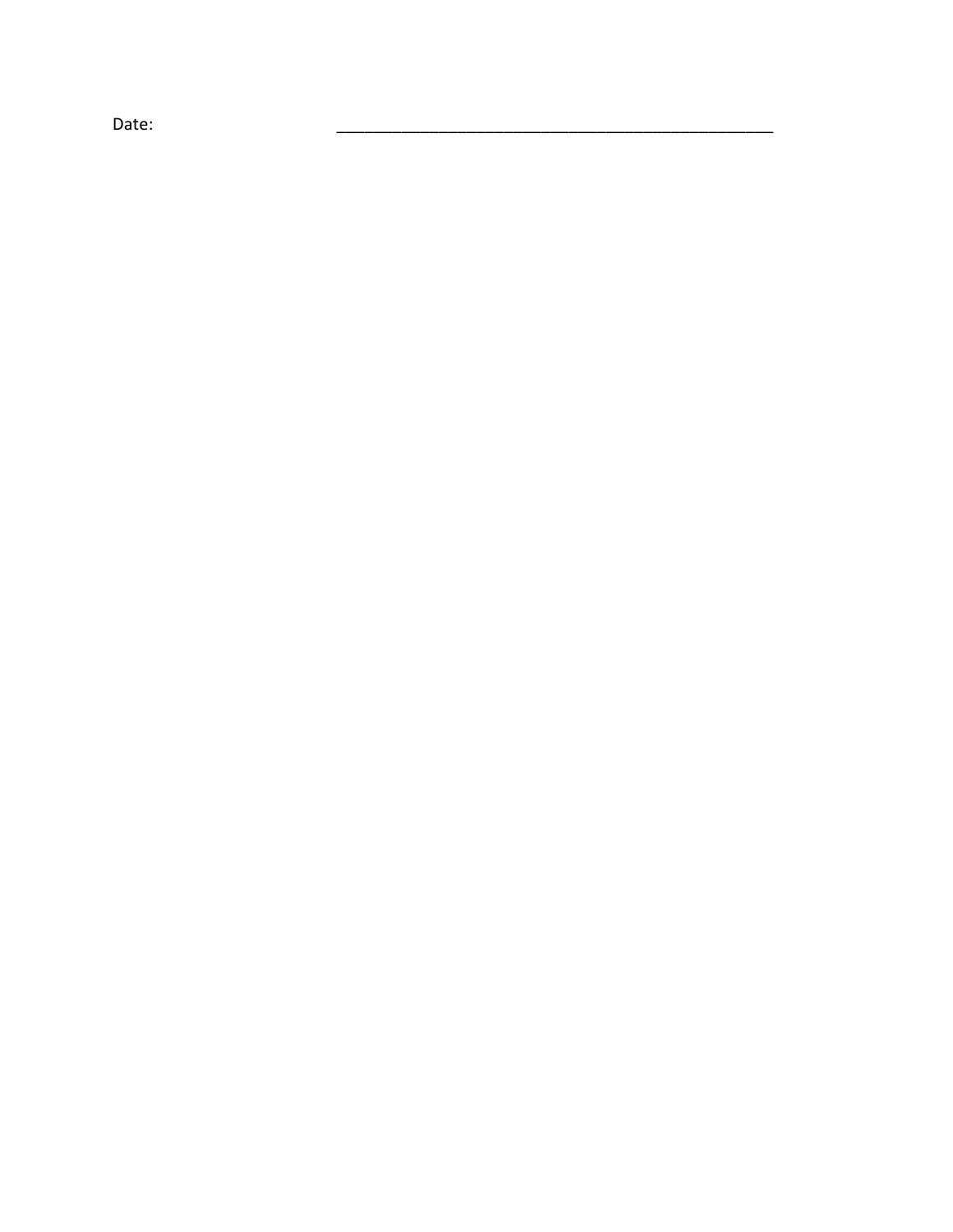Date: ________________________________________________